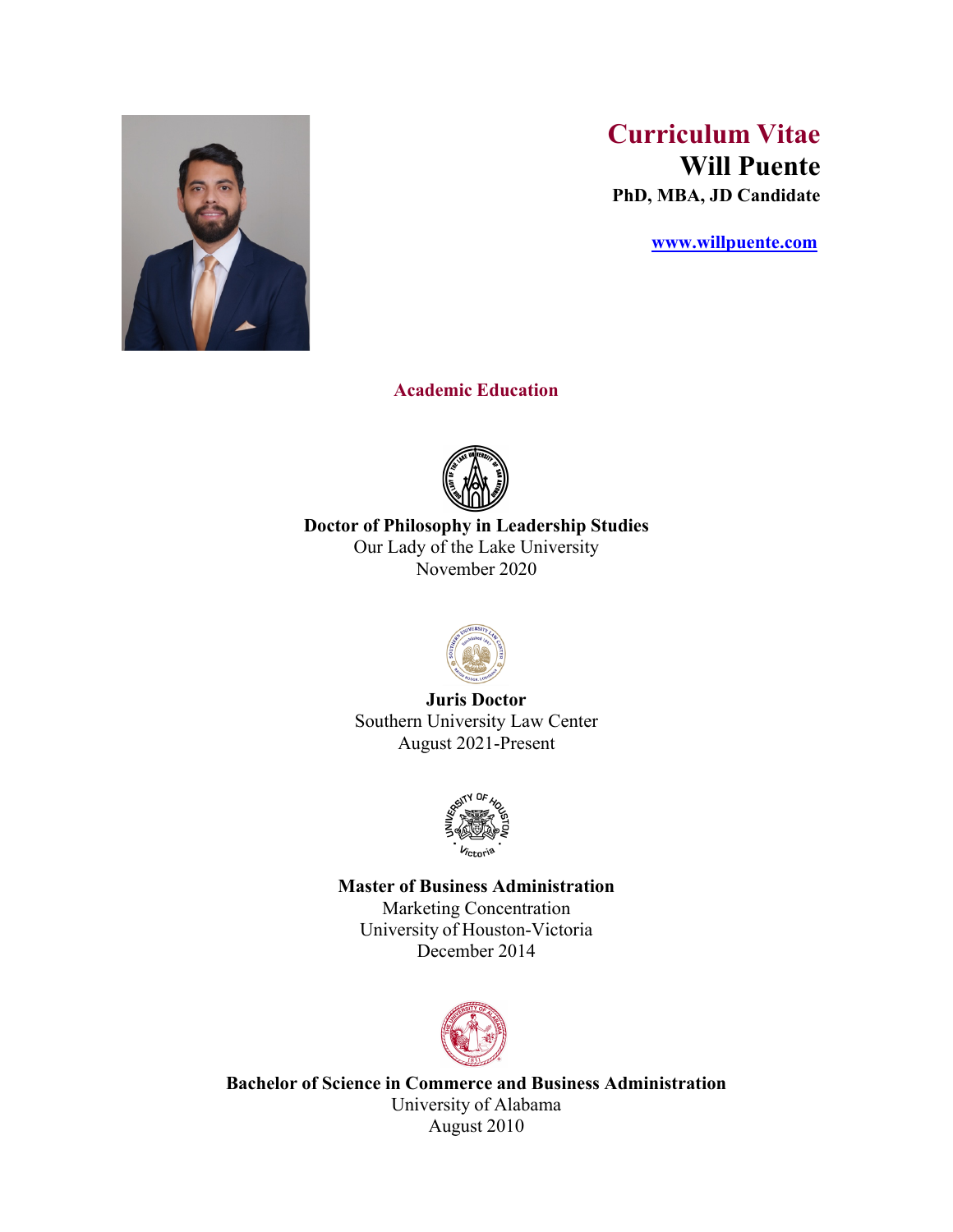# Curriculum Vitae

# Will Puente

**PhD, MBA, JD Candidate**

[www.willpuente.com](http://www.willpuente.com)

## Academic Education

**Doctor of Philosophy in Leadership Studies**
Our Lady of the Lake University
November 2020

**Juris Doctor**
Southern University Law Center
August 2021-Present

**Master of Business Administration**
Marketing Concentration
University of Houston-Victoria
December 2014

**Bachelor of Science in Commerce and Business Administration**
University of Alabama
August 2010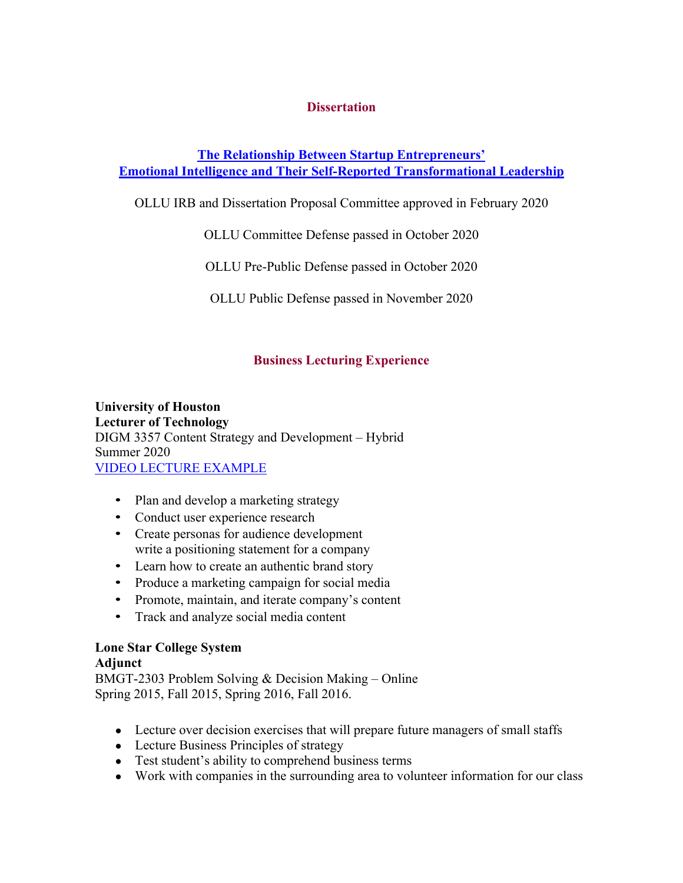## Dissertation

**[The Relationship Between Startup Entrepreneurs' Emotional Intelligence and Their Self-Reported Transformational Leadership]**

OLLU IRB and Dissertation Proposal Committee approved in February 2020

OLLU Committee Defense passed in October 2020

OLLU Pre-Public Defense passed in October 2020

OLLU Public Defense passed in November 2020

## Business Lecturing Experience

**University of Houston**
**Lecturer of Technology**
DIGM 3357 Content Strategy and Development – Hybrid
Summer 2020
[VIDEO LECTURE EXAMPLE]

- Plan and develop a marketing strategy
- Conduct user experience research
- Create personas for audience development
  write a positioning statement for a company
- Learn how to create an authentic brand story
- Produce a marketing campaign for social media
- Promote, maintain, and iterate company's content
- Track and analyze social media content

**Lone Star College System**
**Adjunct**
BMGT-2303 Problem Solving & Decision Making – Online
Spring 2015, Fall 2015, Spring 2016, Fall 2016.

- Lecture over decision exercises that will prepare future managers of small staffs
- Lecture Business Principles of strategy
- Test student's ability to comprehend business terms
- Work with companies in the surrounding area to volunteer information for our class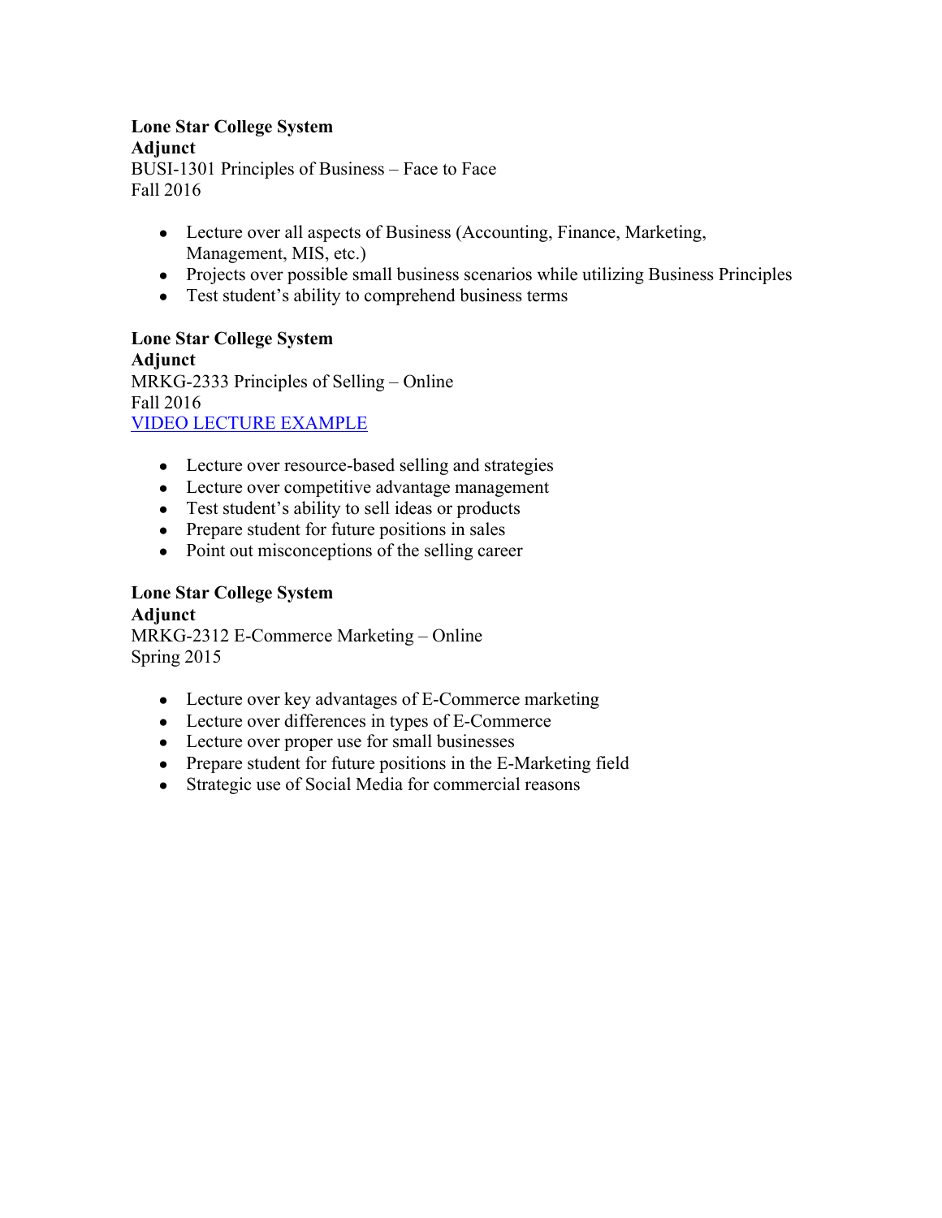**Lone Star College System**
**Adjunct**
BUSI-1301 Principles of Business – Face to Face
Fall 2016

- Lecture over all aspects of Business (Accounting, Finance, Marketing, Management, MIS, etc.)
- Projects over possible small business scenarios while utilizing Business Principles
- Test student's ability to comprehend business terms

**Lone Star College System**
**Adjunct**
MRKG-2333 Principles of Selling – Online
Fall 2016
VIDEO LECTURE EXAMPLE

- Lecture over resource-based selling and strategies
- Lecture over competitive advantage management
- Test student's ability to sell ideas or products
- Prepare student for future positions in sales
- Point out misconceptions of the selling career

**Lone Star College System**
**Adjunct**
MRKG-2312 E-Commerce Marketing – Online
Spring 2015

- Lecture over key advantages of E-Commerce marketing
- Lecture over differences in types of E-Commerce
- Lecture over proper use for small businesses
- Prepare student for future positions in the E-Marketing field
- Strategic use of Social Media for commercial reasons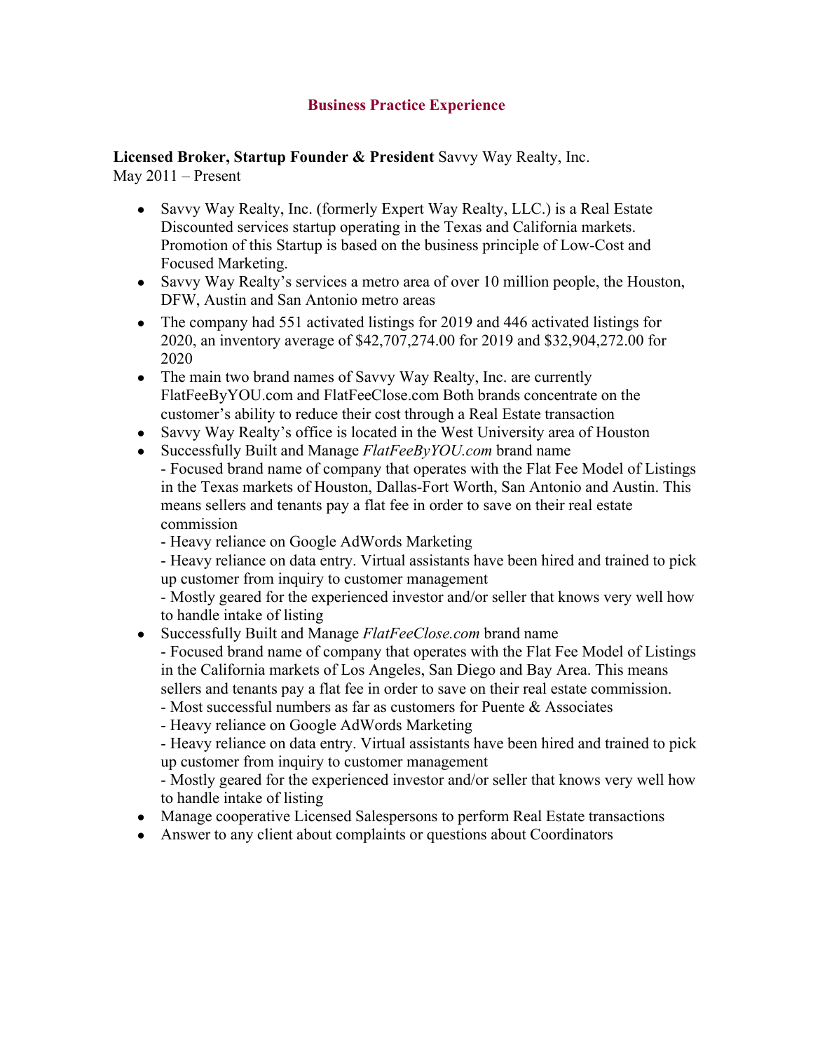## Business Practice Experience

**Licensed Broker, Startup Founder & President** Savvy Way Realty, Inc.
May 2011 – Present

- Savvy Way Realty, Inc. (formerly Expert Way Realty, LLC.) is a Real Estate Discounted services startup operating in the Texas and California markets. Promotion of this Startup is based on the business principle of Low-Cost and Focused Marketing.
- Savvy Way Realty's services a metro area of over 10 million people, the Houston, DFW, Austin and San Antonio metro areas
- The company had 551 activated listings for 2019 and 446 activated listings for 2020, an inventory average of $42,707,274.00 for 2019 and $32,904,272.00 for 2020
- The main two brand names of Savvy Way Realty, Inc. are currently FlatFeeByYOU.com and FlatFeeClose.com Both brands concentrate on the customer's ability to reduce their cost through a Real Estate transaction
- Savvy Way Realty's office is located in the West University area of Houston
- Successfully Built and Manage *FlatFeeByYOU.com* brand name
  - Focused brand name of company that operates with the Flat Fee Model of Listings in the Texas markets of Houston, Dallas-Fort Worth, San Antonio and Austin. This means sellers and tenants pay a flat fee in order to save on their real estate commission
  - Heavy reliance on Google AdWords Marketing
  - Heavy reliance on data entry. Virtual assistants have been hired and trained to pick up customer from inquiry to customer management
  - Mostly geared for the experienced investor and/or seller that knows very well how to handle intake of listing
- Successfully Built and Manage *FlatFeeClose.com* brand name
  - Focused brand name of company that operates with the Flat Fee Model of Listings in the California markets of Los Angeles, San Diego and Bay Area. This means sellers and tenants pay a flat fee in order to save on their real estate commission.
  - Most successful numbers as far as customers for Puente & Associates
  - Heavy reliance on Google AdWords Marketing
  - Heavy reliance on data entry. Virtual assistants have been hired and trained to pick up customer from inquiry to customer management
  - Mostly geared for the experienced investor and/or seller that knows very well how to handle intake of listing
- Manage cooperative Licensed Salespersons to perform Real Estate transactions
- Answer to any client about complaints or questions about Coordinators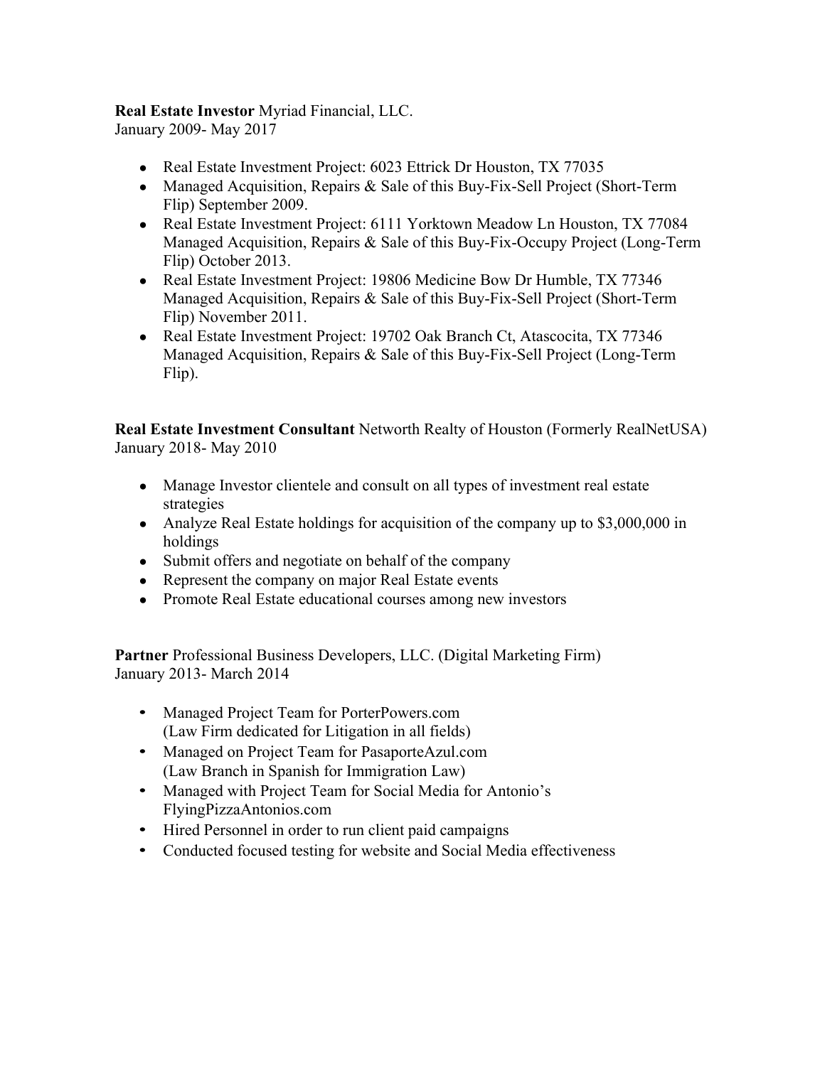**Real Estate Investor** Myriad Financial, LLC.
January 2009- May 2017

- Real Estate Investment Project: 6023 Ettrick Dr Houston, TX 77035
- Managed Acquisition, Repairs & Sale of this Buy-Fix-Sell Project (Short-Term Flip) September 2009.
- Real Estate Investment Project: 6111 Yorktown Meadow Ln Houston, TX 77084 Managed Acquisition, Repairs & Sale of this Buy-Fix-Occupy Project (Long-Term Flip) October 2013.
- Real Estate Investment Project: 19806 Medicine Bow Dr Humble, TX 77346 Managed Acquisition, Repairs & Sale of this Buy-Fix-Sell Project (Short-Term Flip) November 2011.
- Real Estate Investment Project: 19702 Oak Branch Ct, Atascocita, TX 77346 Managed Acquisition, Repairs & Sale of this Buy-Fix-Sell Project (Long-Term Flip).

**Real Estate Investment Consultant** Networth Realty of Houston (Formerly RealNetUSA)
January 2018- May 2010

- Manage Investor clientele and consult on all types of investment real estate strategies
- Analyze Real Estate holdings for acquisition of the company up to $3,000,000 in holdings
- Submit offers and negotiate on behalf of the company
- Represent the company on major Real Estate events
- Promote Real Estate educational courses among new investors

**Partner** Professional Business Developers, LLC. (Digital Marketing Firm)
January 2013- March 2014

- Managed Project Team for PorterPowers.com (Law Firm dedicated for Litigation in all fields)
- Managed on Project Team for PasaporteAzul.com (Law Branch in Spanish for Immigration Law)
- Managed with Project Team for Social Media for Antonio's FlyingPizzaAntonios.com
- Hired Personnel in order to run client paid campaigns
- Conducted focused testing for website and Social Media effectiveness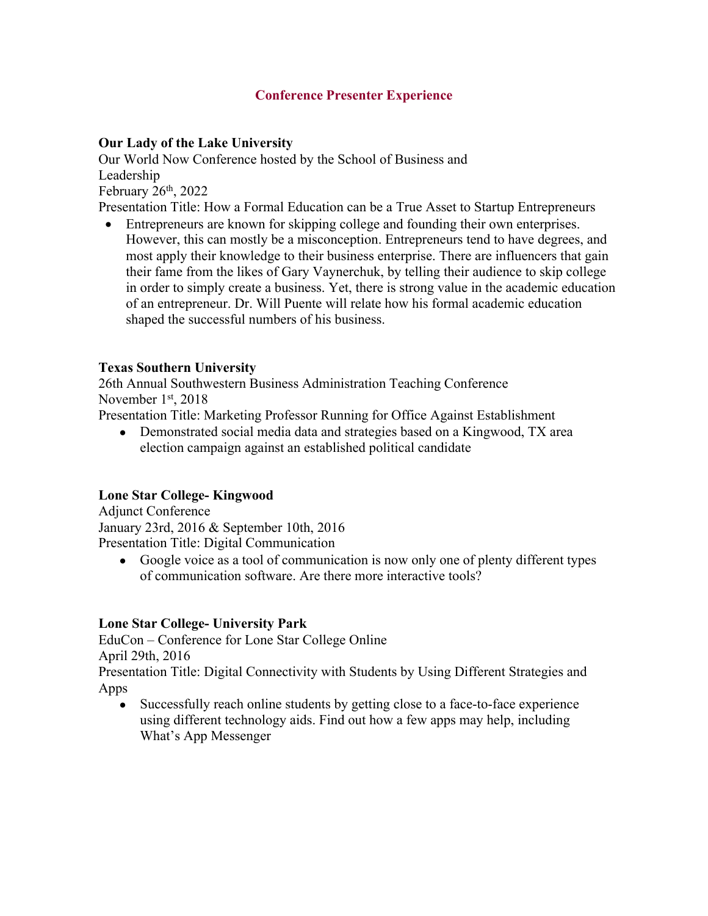## Conference Presenter Experience

**Our Lady of the Lake University**
Our World Now Conference hosted by the School of Business and Leadership
February 26th, 2022
Presentation Title: How a Formal Education can be a True Asset to Startup Entrepreneurs

- Entrepreneurs are known for skipping college and founding their own enterprises. However, this can mostly be a misconception. Entrepreneurs tend to have degrees, and most apply their knowledge to their business enterprise. There are influencers that gain their fame from the likes of Gary Vaynerchuk, by telling their audience to skip college in order to simply create a business. Yet, there is strong value in the academic education of an entrepreneur. Dr. Will Puente will relate how his formal academic education shaped the successful numbers of his business.

**Texas Southern University**
26th Annual Southwestern Business Administration Teaching Conference
November 1st, 2018
Presentation Title: Marketing Professor Running for Office Against Establishment

- Demonstrated social media data and strategies based on a Kingwood, TX area election campaign against an established political candidate

**Lone Star College- Kingwood**
Adjunct Conference
January 23rd, 2016 & September 10th, 2016
Presentation Title: Digital Communication

- Google voice as a tool of communication is now only one of plenty different types of communication software. Are there more interactive tools?

**Lone Star College- University Park**
EduCon – Conference for Lone Star College Online
April 29th, 2016
Presentation Title: Digital Connectivity with Students by Using Different Strategies and Apps

- Successfully reach online students by getting close to a face-to-face experience using different technology aids. Find out how a few apps may help, including What's App Messenger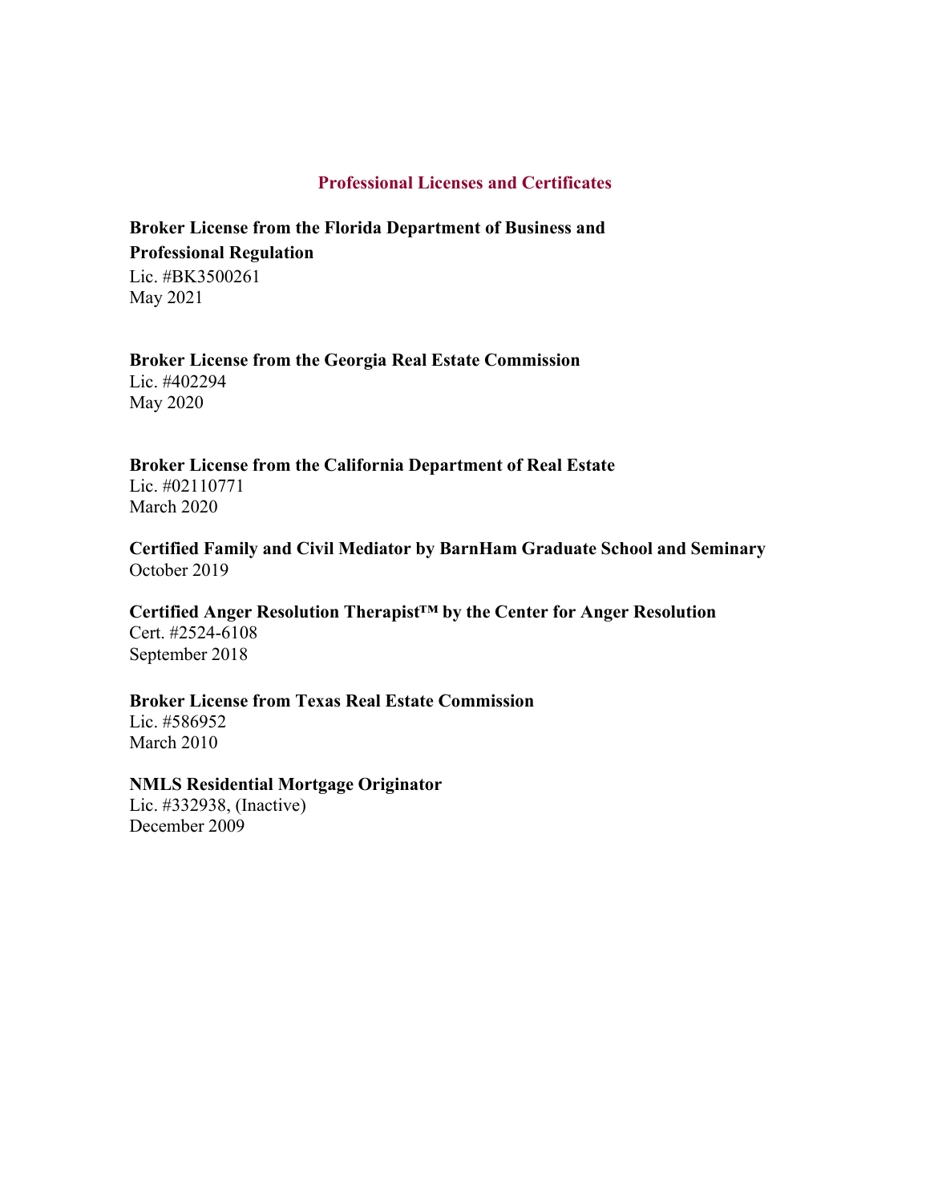## Professional Licenses and Certificates

**Broker License from the Florida Department of Business and Professional Regulation**
Lic. #BK3500261
May 2021

**Broker License from the Georgia Real Estate Commission**
Lic. #402294
May 2020

**Broker License from the California Department of Real Estate**
Lic. #02110771
March 2020

**Certified Family and Civil Mediator by BarnHam Graduate School and Seminary**
October 2019

**Certified Anger Resolution Therapist™ by the Center for Anger Resolution**
Cert. #2524-6108
September 2018

**Broker License from Texas Real Estate Commission**
Lic. #586952
March 2010

**NMLS Residential Mortgage Originator**
Lic. #332938, (Inactive)
December 2009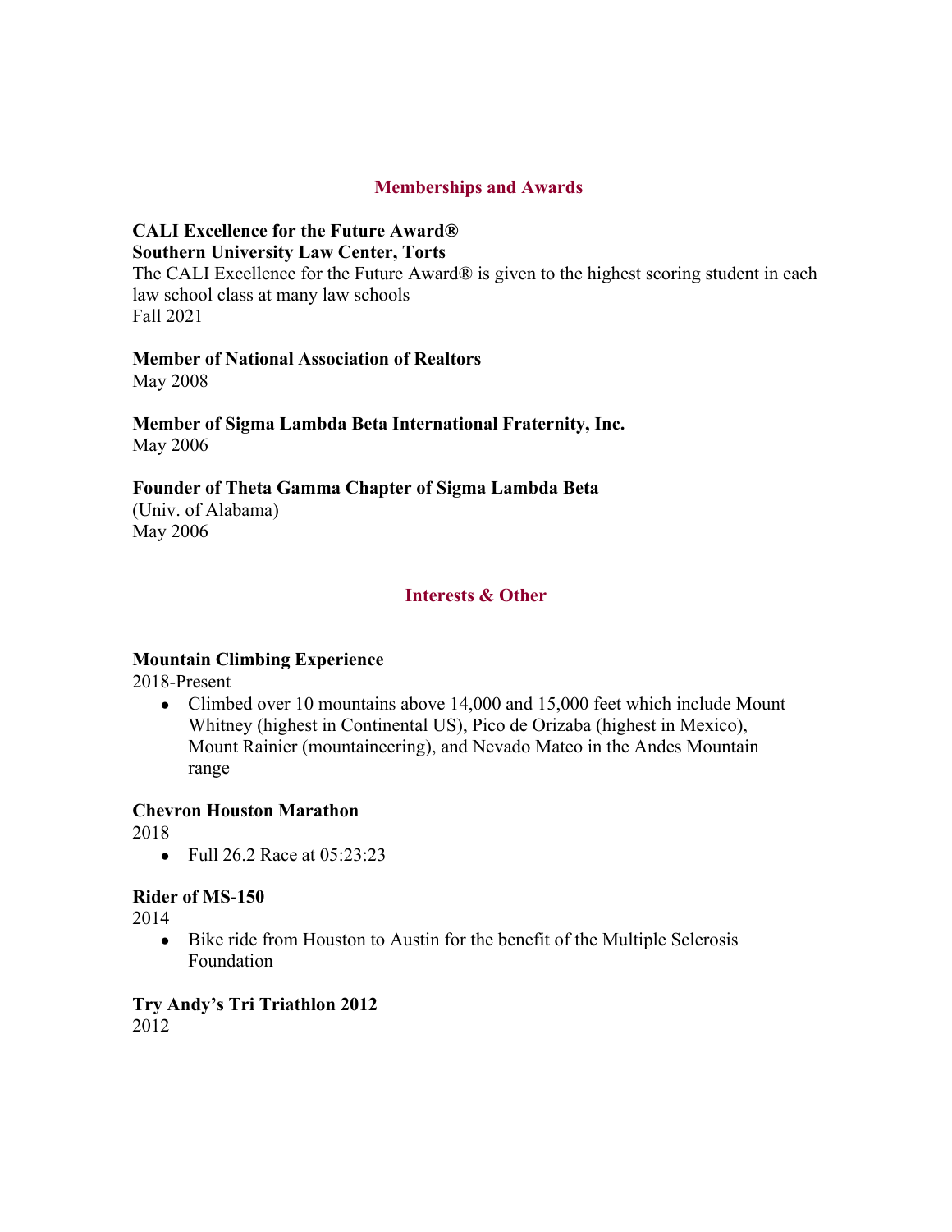## Memberships and Awards

**CALI Excellence for the Future Award®**
**Southern University Law Center, Torts**
The CALI Excellence for the Future Award® is given to the highest scoring student in each law school class at many law schools
Fall 2021

**Member of National Association of Realtors**
May 2008

**Member of Sigma Lambda Beta International Fraternity, Inc.**
May 2006

**Founder of Theta Gamma Chapter of Sigma Lambda Beta**
(Univ. of Alabama)
May 2006

## Interests & Other

**Mountain Climbing Experience**
2018-Present

- Climbed over 10 mountains above 14,000 and 15,000 feet which include Mount Whitney (highest in Continental US), Pico de Orizaba (highest in Mexico), Mount Rainier (mountaineering), and Nevado Mateo in the Andes Mountain range

**Chevron Houston Marathon**
2018

- Full 26.2 Race at 05:23:23

**Rider of MS-150**
2014

- Bike ride from Houston to Austin for the benefit of the Multiple Sclerosis Foundation

**Try Andy's Tri Triathlon 2012**
2012